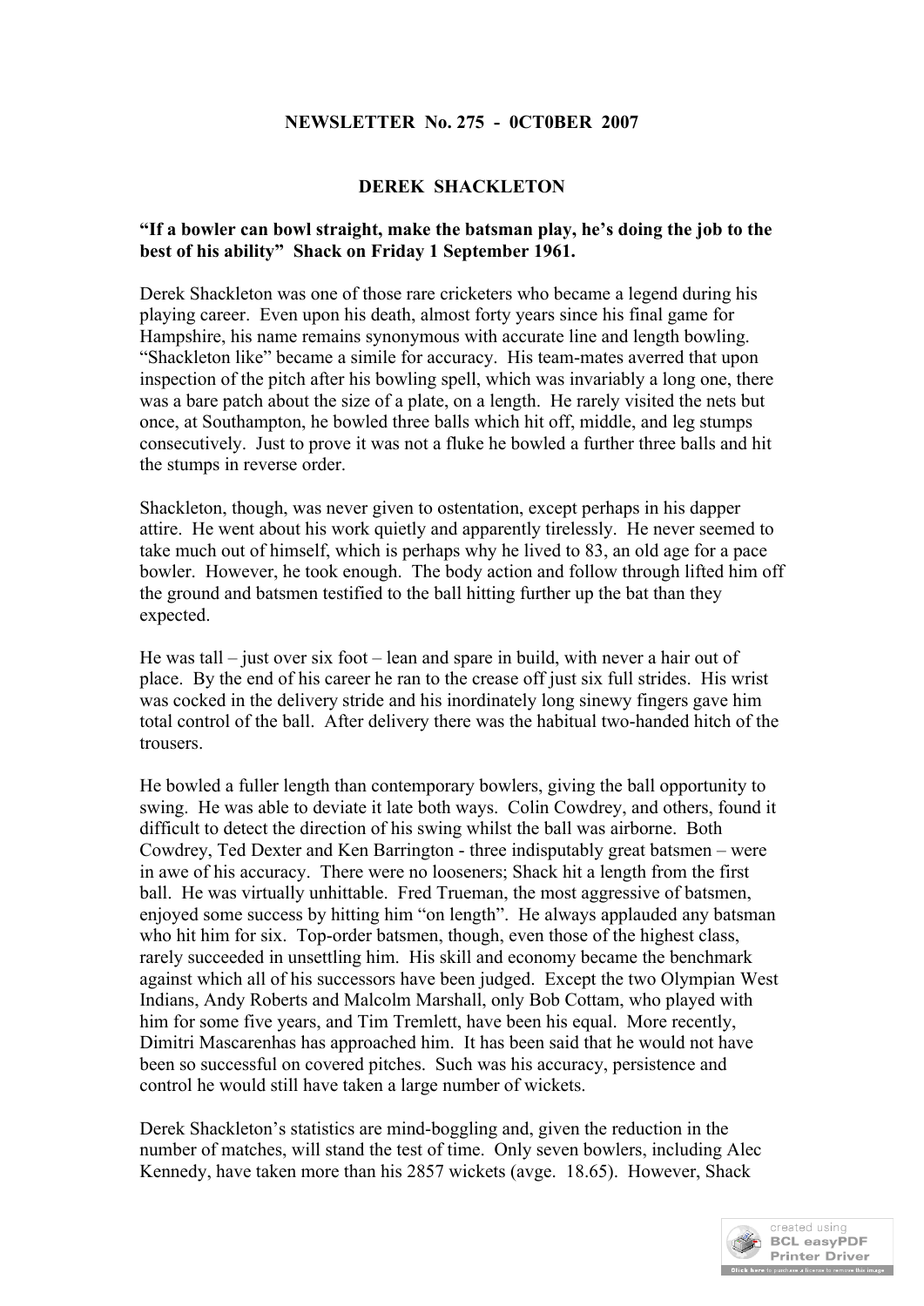**NEWSLETTER No. 275 - 0CT0BER 2007**

# DEREK SHACKLETON

**"If a bowler can bowl straight, make the batsman play, he's doing the job to the best of his ability" Shack on Friday 1 September 1961.**

Derek Shackleton was one of those rare cricketers who became a legend during his playing career. Even upon his death, almost forty years since his final game for Hampshire, his name remains synonymous with accurate line and length bowling. "Shackleton like" became a simile for accuracy. His team-mates averred that upon inspection of the pitch after his bowling spell, which was invariably a long one, there was a bare patch about the size of a plate, on a length. He rarely visited the nets but once, at Southampton, he bowled three balls which hit off, middle, and leg stumps consecutively. Just to prove it was not a fluke he bowled a further three balls and hit the stumps in reverse order.

Shackleton, though, was never given to ostentation, except perhaps in his dapper attire. He went about his work quietly and apparently tirelessly. He never seemed to take much out of himself, which is perhaps why he lived to 83, an old age for a pace bowler. However, he took enough. The body action and follow through lifted him off the ground and batsmen testified to the ball hitting further up the bat than they expected.

He was tall – just over six foot – lean and spare in build, with never a hair out of place. By the end of his career he ran to the crease off just six full strides. His wrist was cocked in the delivery stride and his inordinately long sinewy fingers gave him total control of the ball. After delivery there was the habitual two-handed hitch of the trousers.

He bowled a fuller length than contemporary bowlers, giving the ball opportunity to swing. He was able to deviate it late both ways. Colin Cowdrey, and others, found it difficult to detect the direction of his swing whilst the ball was airborne. Both Cowdrey, Ted Dexter and Ken Barrington - three indisputably great batsmen – were in awe of his accuracy. There were no looseners; Shack hit a length from the first ball. He was virtually unhittable. Fred Trueman, the most aggressive of batsmen, enjoyed some success by hitting him "on length". He always applauded any batsman who hit him for six. Top-order batsmen, though, even those of the highest class, rarely succeeded in unsettling him. His skill and economy became the benchmark against which all of his successors have been judged. Except the two Olympian West Indians, Andy Roberts and Malcolm Marshall, only Bob Cottam, who played with him for some five years, and Tim Tremlett, have been his equal. More recently, Dimitri Mascarenhas has approached him. It has been said that he would not have been so successful on covered pitches. Such was his accuracy, persistence and control he would still have taken a large number of wickets.

Derek Shackleton's statistics are mind-boggling and, given the reduction in the number of matches, will stand the test of time. Only seven bowlers, including Alec Kennedy, have taken more than his 2857 wickets (avge. 18.65). However, Shack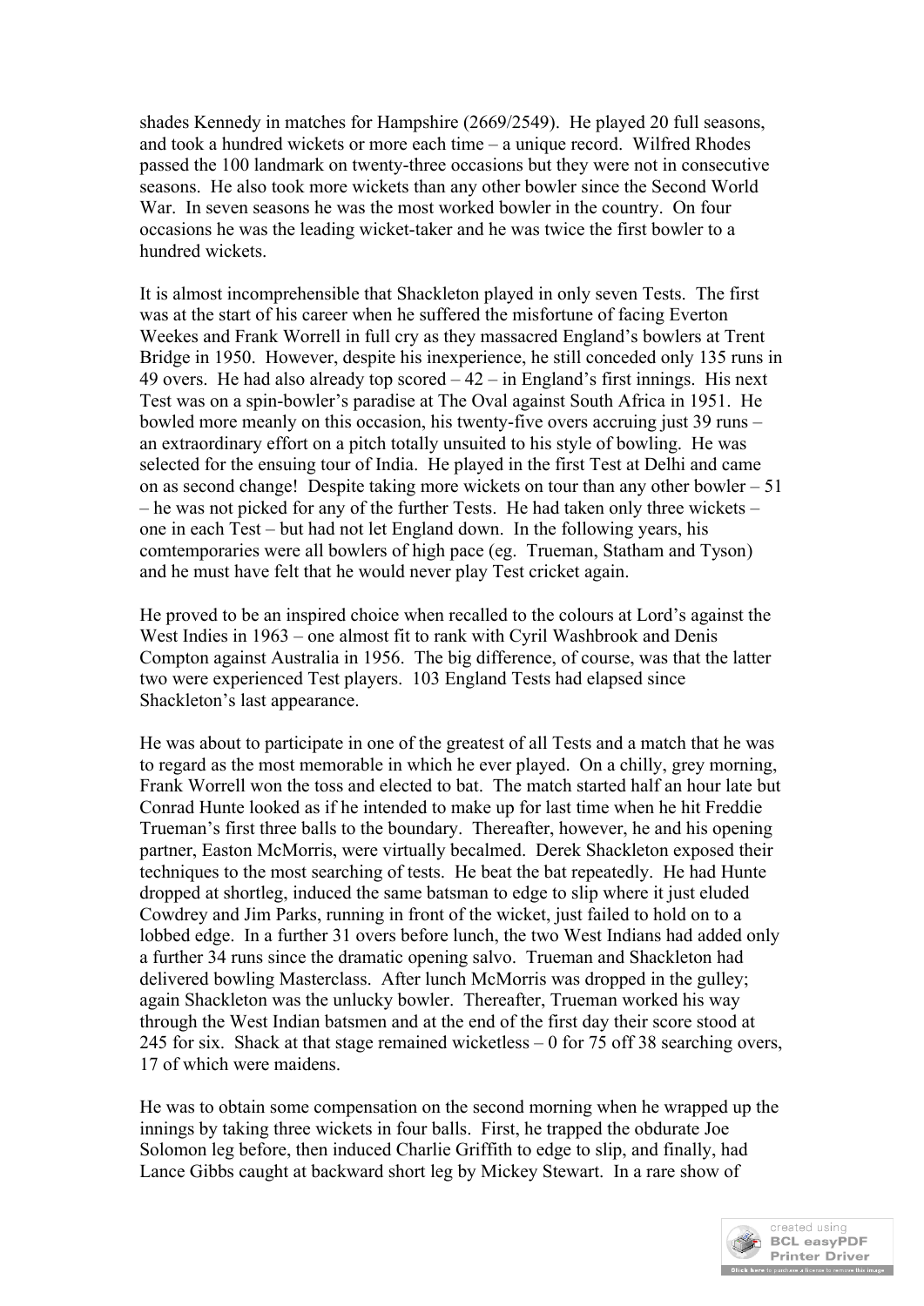shades Kennedy in matches for Hampshire (2669/2549). He played 20 full seasons, and took a hundred wickets or more each time – a unique record. Wilfred Rhodes passed the 100 landmark on twenty-three occasions but they were not in consecutive seasons. He also took more wickets than any other bowler since the Second World War. In seven seasons he was the most worked bowler in the country. On four occasions he was the leading wicket-taker and he was twice the first bowler to a hundred wickets.

It is almost incomprehensible that Shackleton played in only seven Tests. The first was at the start of his career when he suffered the misfortune of facing Everton Weekes and Frank Worrell in full cry as they massacred England's bowlers at Trent Bridge in 1950. However, despite his inexperience, he still conceded only 135 runs in 49 overs. He had also already top scored – 42 – in England's first innings. His next Test was on a spin-bowler's paradise at The Oval against South Africa in 1951. He bowled more meanly on this occasion, his twenty-five overs accruing just 39 runs – an extraordinary effort on a pitch totally unsuited to his style of bowling. He was selected for the ensuing tour of India. He played in the first Test at Delhi and came on as second change! Despite taking more wickets on tour than any other bowler – 51 – he was not picked for any of the further Tests. He had taken only three wickets – one in each Test – but had not let England down. In the following years, his comtemporaries were all bowlers of high pace (eg. Trueman, Statham and Tyson) and he must have felt that he would never play Test cricket again.

He proved to be an inspired choice when recalled to the colours at Lord's against the West Indies in 1963 – one almost fit to rank with Cyril Washbrook and Denis Compton against Australia in 1956. The big difference, of course, was that the latter two were experienced Test players. 103 England Tests had elapsed since Shackleton's last appearance.

He was about to participate in one of the greatest of all Tests and a match that he was to regard as the most memorable in which he ever played. On a chilly, grey morning, Frank Worrell won the toss and elected to bat. The match started half an hour late but Conrad Hunte looked as if he intended to make up for last time when he hit Freddie Trueman's first three balls to the boundary. Thereafter, however, he and his opening partner, Easton McMorris, were virtually becalmed. Derek Shackleton exposed their techniques to the most searching of tests. He beat the bat repeatedly. He had Hunte dropped at shortleg, induced the same batsman to edge to slip where it just eluded Cowdrey and Jim Parks, running in front of the wicket, just failed to hold on to a lobbed edge. In a further 31 overs before lunch, the two West Indians had added only a further 34 runs since the dramatic opening salvo. Trueman and Shackleton had delivered bowling Masterclass. After lunch McMorris was dropped in the gulley; again Shackleton was the unlucky bowler. Thereafter, Trueman worked his way through the West Indian batsmen and at the end of the first day their score stood at 245 for six. Shack at that stage remained wicketless – 0 for 75 off 38 searching overs, 17 of which were maidens.

He was to obtain some compensation on the second morning when he wrapped up the innings by taking three wickets in four balls. First, he trapped the obdurate Joe Solomon leg before, then induced Charlie Griffith to edge to slip, and finally, had Lance Gibbs caught at backward short leg by Mickey Stewart. In a rare show of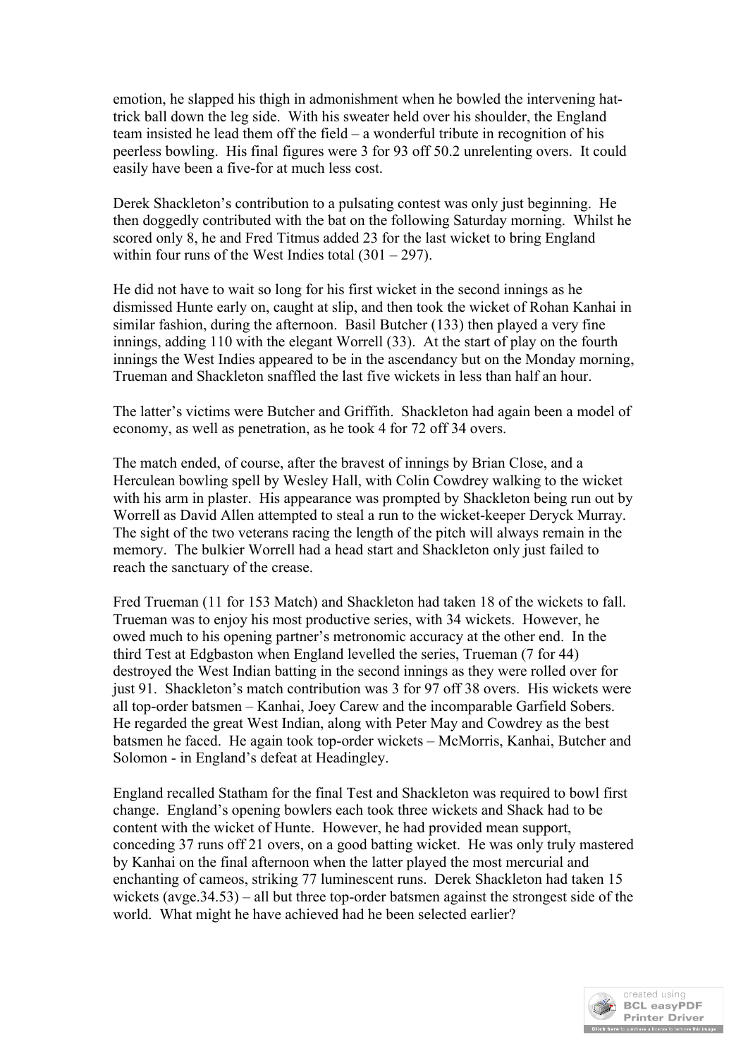emotion, he slapped his thigh in admonishment when he bowled the intervening hat-trick ball down the leg side. With his sweater held over his shoulder, the England team insisted he lead them off the field – a wonderful tribute in recognition of his peerless bowling. His final figures were 3 for 93 off 50.2 unrelenting overs. It could easily have been a five-for at much less cost.

Derek Shackleton's contribution to a pulsating contest was only just beginning. He then doggedly contributed with the bat on the following Saturday morning. Whilst he scored only 8, he and Fred Titmus added 23 for the last wicket to bring England within four runs of the West Indies total (301 – 297).

He did not have to wait so long for his first wicket in the second innings as he dismissed Hunte early on, caught at slip, and then took the wicket of Rohan Kanhai in similar fashion, during the afternoon. Basil Butcher (133) then played a very fine innings, adding 110 with the elegant Worrell (33). At the start of play on the fourth innings the West Indies appeared to be in the ascendancy but on the Monday morning, Trueman and Shackleton snaffled the last five wickets in less than half an hour.

The latter's victims were Butcher and Griffith. Shackleton had again been a model of economy, as well as penetration, as he took 4 for 72 off 34 overs.

The match ended, of course, after the bravest of innings by Brian Close, and a Herculean bowling spell by Wesley Hall, with Colin Cowdrey walking to the wicket with his arm in plaster. His appearance was prompted by Shackleton being run out by Worrell as David Allen attempted to steal a run to the wicket-keeper Deryck Murray. The sight of the two veterans racing the length of the pitch will always remain in the memory. The bulkier Worrell had a head start and Shackleton only just failed to reach the sanctuary of the crease.

Fred Trueman (11 for 153 Match) and Shackleton had taken 18 of the wickets to fall. Trueman was to enjoy his most productive series, with 34 wickets. However, he owed much to his opening partner's metronomic accuracy at the other end. In the third Test at Edgbaston when England levelled the series, Trueman (7 for 44) destroyed the West Indian batting in the second innings as they were rolled over for just 91. Shackleton's match contribution was 3 for 97 off 38 overs. His wickets were all top-order batsmen – Kanhai, Joey Carew and the incomparable Garfield Sobers. He regarded the great West Indian, along with Peter May and Cowdrey as the best batsmen he faced. He again took top-order wickets – McMorris, Kanhai, Butcher and Solomon - in England's defeat at Headingley.

England recalled Statham for the final Test and Shackleton was required to bowl first change. England's opening bowlers each took three wickets and Shack had to be content with the wicket of Hunte. However, he had provided mean support, conceding 37 runs off 21 overs, on a good batting wicket. He was only truly mastered by Kanhai on the final afternoon when the latter played the most mercurial and enchanting of cameos, striking 77 luminescent runs. Derek Shackleton had taken 15 wickets (avge.34.53) – all but three top-order batsmen against the strongest side of the world. What might he have achieved had he been selected earlier?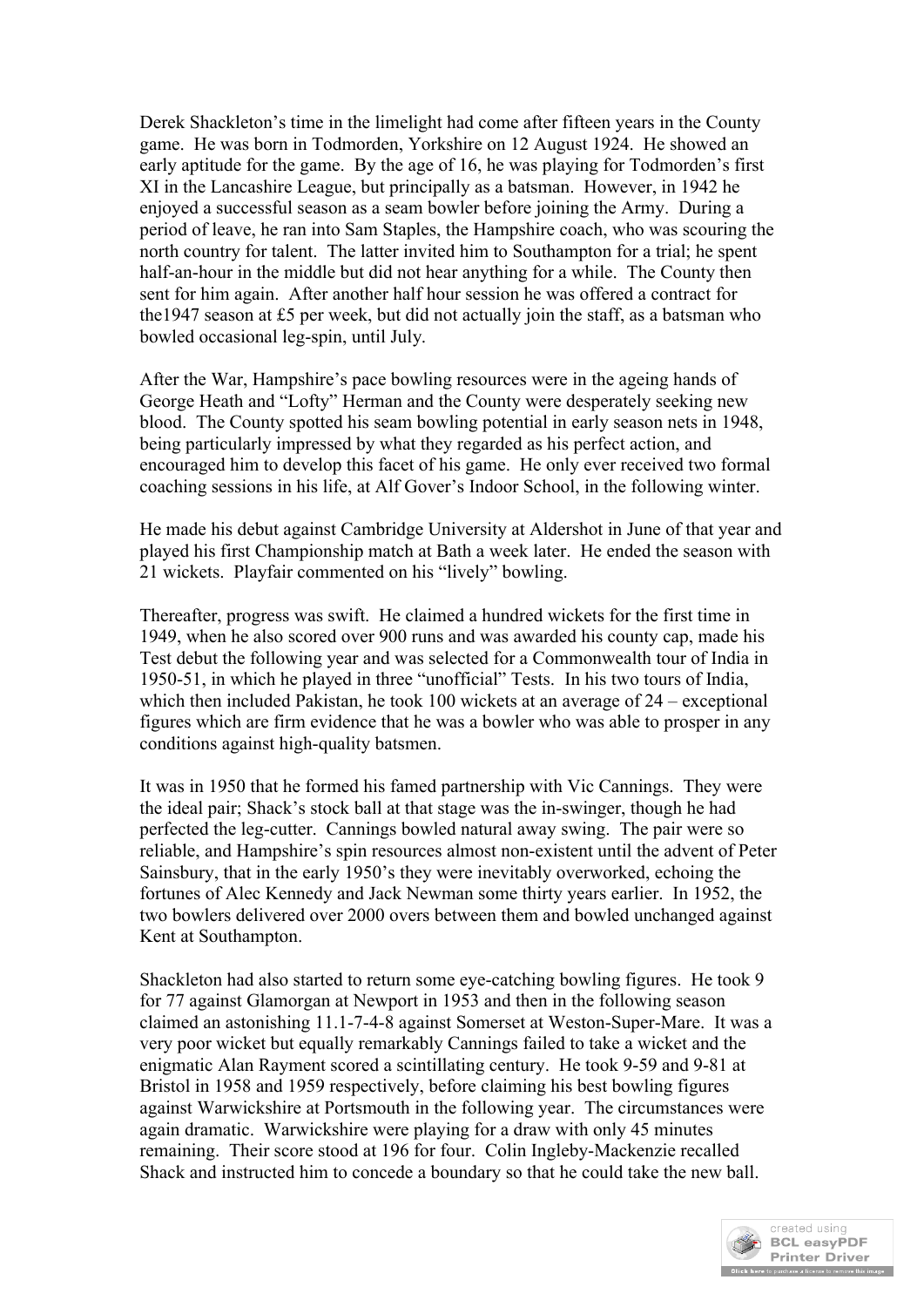Derek Shackleton's time in the limelight had come after fifteen years in the County game. He was born in Todmorden, Yorkshire on 12 August 1924. He showed an early aptitude for the game. By the age of 16, he was playing for Todmorden's first XI in the Lancashire League, but principally as a batsman. However, in 1942 he enjoyed a successful season as a seam bowler before joining the Army. During a period of leave, he ran into Sam Staples, the Hampshire coach, who was scouring the north country for talent. The latter invited him to Southampton for a trial; he spent half-an-hour in the middle but did not hear anything for a while. The County then sent for him again. After another half hour session he was offered a contract for the1947 season at £5 per week, but did not actually join the staff, as a batsman who bowled occasional leg-spin, until July.

After the War, Hampshire's pace bowling resources were in the ageing hands of George Heath and "Lofty" Herman and the County were desperately seeking new blood. The County spotted his seam bowling potential in early season nets in 1948, being particularly impressed by what they regarded as his perfect action, and encouraged him to develop this facet of his game. He only ever received two formal coaching sessions in his life, at Alf Gover's Indoor School, in the following winter.

He made his debut against Cambridge University at Aldershot in June of that year and played his first Championship match at Bath a week later. He ended the season with 21 wickets. Playfair commented on his "lively" bowling.

Thereafter, progress was swift. He claimed a hundred wickets for the first time in 1949, when he also scored over 900 runs and was awarded his county cap, made his Test debut the following year and was selected for a Commonwealth tour of India in 1950-51, in which he played in three "unofficial" Tests. In his two tours of India, which then included Pakistan, he took 100 wickets at an average of 24 – exceptional figures which are firm evidence that he was a bowler who was able to prosper in any conditions against high-quality batsmen.

It was in 1950 that he formed his famed partnership with Vic Cannings. They were the ideal pair; Shack's stock ball at that stage was the in-swinger, though he had perfected the leg-cutter. Cannings bowled natural away swing. The pair were so reliable, and Hampshire's spin resources almost non-existent until the advent of Peter Sainsbury, that in the early 1950's they were inevitably overworked, echoing the fortunes of Alec Kennedy and Jack Newman some thirty years earlier. In 1952, the two bowlers delivered over 2000 overs between them and bowled unchanged against Kent at Southampton.

Shackleton had also started to return some eye-catching bowling figures. He took 9 for 77 against Glamorgan at Newport in 1953 and then in the following season claimed an astonishing 11.1-7-4-8 against Somerset at Weston-Super-Mare. It was a very poor wicket but equally remarkably Cannings failed to take a wicket and the enigmatic Alan Rayment scored a scintillating century. He took 9-59 and 9-81 at Bristol in 1958 and 1959 respectively, before claiming his best bowling figures against Warwickshire at Portsmouth in the following year. The circumstances were again dramatic. Warwickshire were playing for a draw with only 45 minutes remaining. Their score stood at 196 for four. Colin Ingleby-Mackenzie recalled Shack and instructed him to concede a boundary so that he could take the new ball.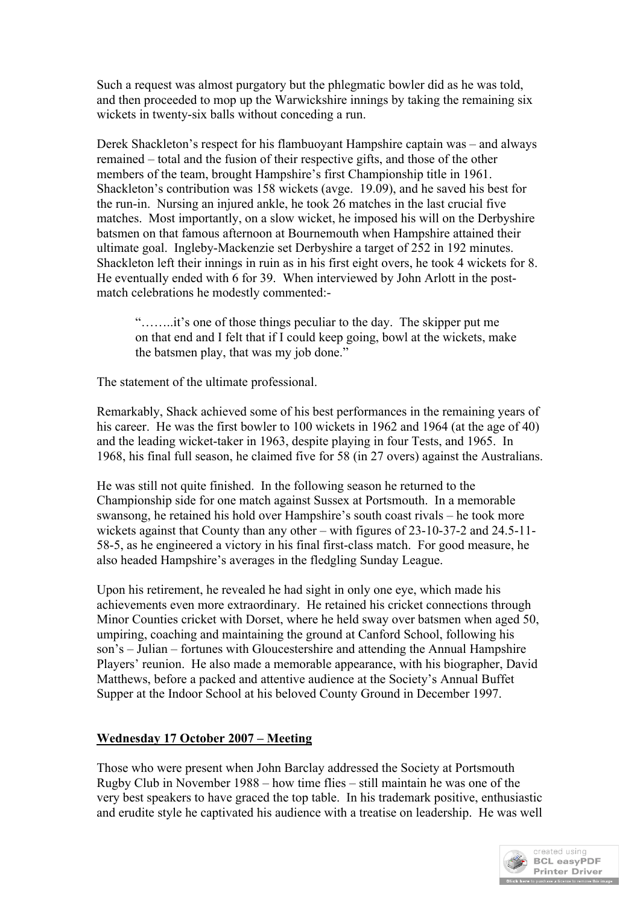Such a request was almost purgatory but the phlegmatic bowler did as he was told, and then proceeded to mop up the Warwickshire innings by taking the remaining six wickets in twenty-six balls without conceding a run.

Derek Shackleton's respect for his flambuoyant Hampshire captain was – and always remained – total and the fusion of their respective gifts, and those of the other members of the team, brought Hampshire's first Championship title in 1961. Shackleton's contribution was 158 wickets (avge. 19.09), and he saved his best for the run-in. Nursing an injured ankle, he took 26 matches in the last crucial five matches. Most importantly, on a slow wicket, he imposed his will on the Derbyshire batsmen on that famous afternoon at Bournemouth when Hampshire attained their ultimate goal. Ingleby-Mackenzie set Derbyshire a target of 252 in 192 minutes. Shackleton left their innings in ruin as in his first eight overs, he took 4 wickets for 8. He eventually ended with 6 for 39. When interviewed by John Arlott in the post-match celebrations he modestly commented:-

> "……..it's one of those things peculiar to the day. The skipper put me on that end and I felt that if I could keep going, bowl at the wickets, make the batsmen play, that was my job done."

The statement of the ultimate professional.

Remarkably, Shack achieved some of his best performances in the remaining years of his career. He was the first bowler to 100 wickets in 1962 and 1964 (at the age of 40) and the leading wicket-taker in 1963, despite playing in four Tests, and 1965. In 1968, his final full season, he claimed five for 58 (in 27 overs) against the Australians.

He was still not quite finished. In the following season he returned to the Championship side for one match against Sussex at Portsmouth. In a memorable swansong, he retained his hold over Hampshire's south coast rivals – he took more wickets against that County than any other – with figures of 23-10-37-2 and 24.5-11-58-5, as he engineered a victory in his final first-class match. For good measure, he also headed Hampshire's averages in the fledgling Sunday League.

Upon his retirement, he revealed he had sight in only one eye, which made his achievements even more extraordinary. He retained his cricket connections through Minor Counties cricket with Dorset, where he held sway over batsmen when aged 50, umpiring, coaching and maintaining the ground at Canford School, following his son's – Julian – fortunes with Gloucestershire and attending the Annual Hampshire Players' reunion. He also made a memorable appearance, with his biographer, David Matthews, before a packed and attentive audience at the Society's Annual Buffet Supper at the Indoor School at his beloved County Ground in December 1997.

## Wednesday 17 October 2007 – Meeting

Those who were present when John Barclay addressed the Society at Portsmouth Rugby Club in November 1988 – how time flies – still maintain he was one of the very best speakers to have graced the top table. In his trademark positive, enthusiastic and erudite style he captivated his audience with a treatise on leadership. He was well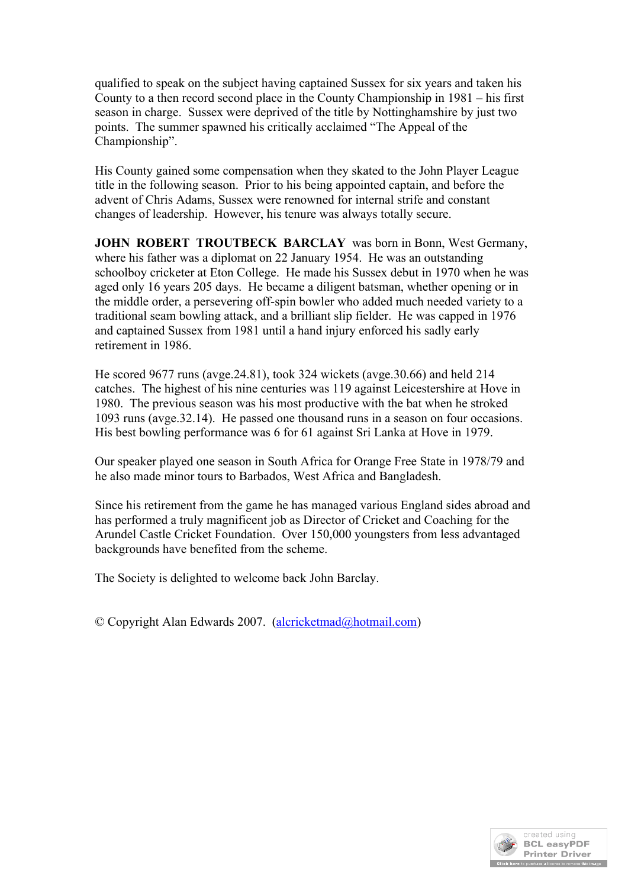qualified to speak on the subject having captained Sussex for six years and taken his County to a then record second place in the County Championship in 1981 – his first season in charge. Sussex were deprived of the title by Nottinghamshire by just two points. The summer spawned his critically acclaimed "The Appeal of the Championship".

His County gained some compensation when they skated to the John Player League title in the following season. Prior to his being appointed captain, and before the advent of Chris Adams, Sussex were renowned for internal strife and constant changes of leadership. However, his tenure was always totally secure.

**JOHN ROBERT TROUTBECK BARCLAY** was born in Bonn, West Germany, where his father was a diplomat on 22 January 1954. He was an outstanding schoolboy cricketer at Eton College. He made his Sussex debut in 1970 when he was aged only 16 years 205 days. He became a diligent batsman, whether opening or in the middle order, a persevering off-spin bowler who added much needed variety to a traditional seam bowling attack, and a brilliant slip fielder. He was capped in 1976 and captained Sussex from 1981 until a hand injury enforced his sadly early retirement in 1986.

He scored 9677 runs (avge.24.81), took 324 wickets (avge.30.66) and held 214 catches. The highest of his nine centuries was 119 against Leicestershire at Hove in 1980. The previous season was his most productive with the bat when he stroked 1093 runs (avge.32.14). He passed one thousand runs in a season on four occasions. His best bowling performance was 6 for 61 against Sri Lanka at Hove in 1979.

Our speaker played one season in South Africa for Orange Free State in 1978/79 and he also made minor tours to Barbados, West Africa and Bangladesh.

Since his retirement from the game he has managed various England sides abroad and has performed a truly magnificent job as Director of Cricket and Coaching for the Arundel Castle Cricket Foundation. Over 150,000 youngsters from less advantaged backgrounds have benefited from the scheme.

The Society is delighted to welcome back John Barclay.

© Copyright Alan Edwards 2007. (alcricketmad@hotmail.com)